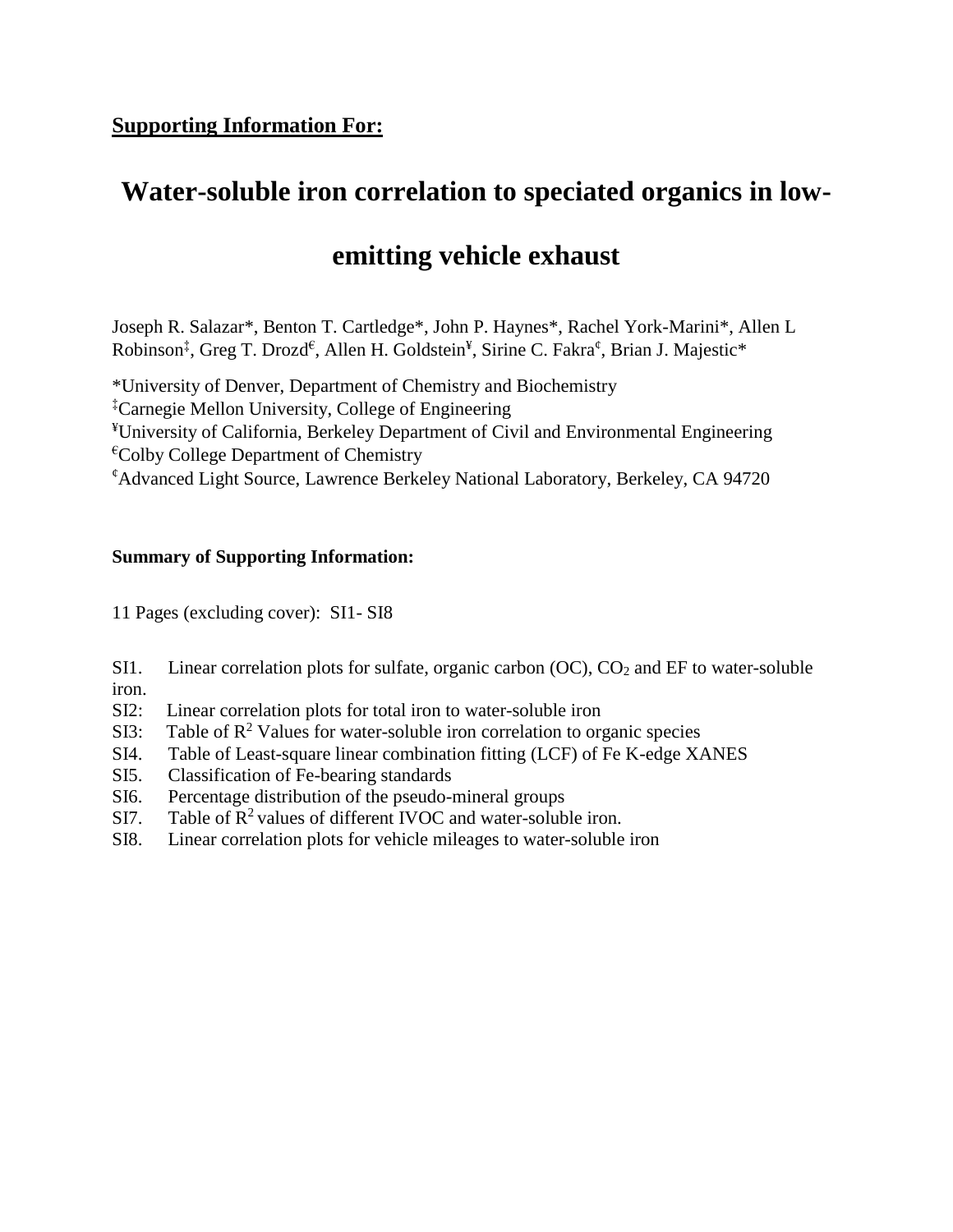**Supporting Information For:**

# Water-soluble iron correlation to speciated organics in low-emitting vehicle exhaust

Joseph R. Salazar*, Benton T. Cartledge*, John P. Haynes*, Rachel York-Marini*, Allen L Robinson[‡], Greg T. Drozd[€], Allen H. Goldstein[¥], Sirine C. Fakra[¢], Brian J. Majestic*

*University of Denver, Department of Chemistry and Biochemistry
[‡]Carnegie Mellon University, College of Engineering
[¥]University of California, Berkeley Department of Civil and Environmental Engineering
[€]Colby College Department of Chemistry
[¢]Advanced Light Source, Lawrence Berkeley National Laboratory, Berkeley, CA 94720

**Summary of Supporting Information:**

11 Pages (excluding cover): SI1- SI8

SI1. Linear correlation plots for sulfate, organic carbon (OC), $CO_2$ and EF to water-soluble iron.
SI2: Linear correlation plots for total iron to water-soluble iron
SI3: Table of $R^2$ Values for water-soluble iron correlation to organic species
SI4. Table of Least-square linear combination fitting (LCF) of Fe K-edge XANES
SI5. Classification of Fe-bearing standards
SI6. Percentage distribution of the pseudo-mineral groups
SI7. Table of $R^2$ values of different IVOC and water-soluble iron.
SI8. Linear correlation plots for vehicle mileages to water-soluble iron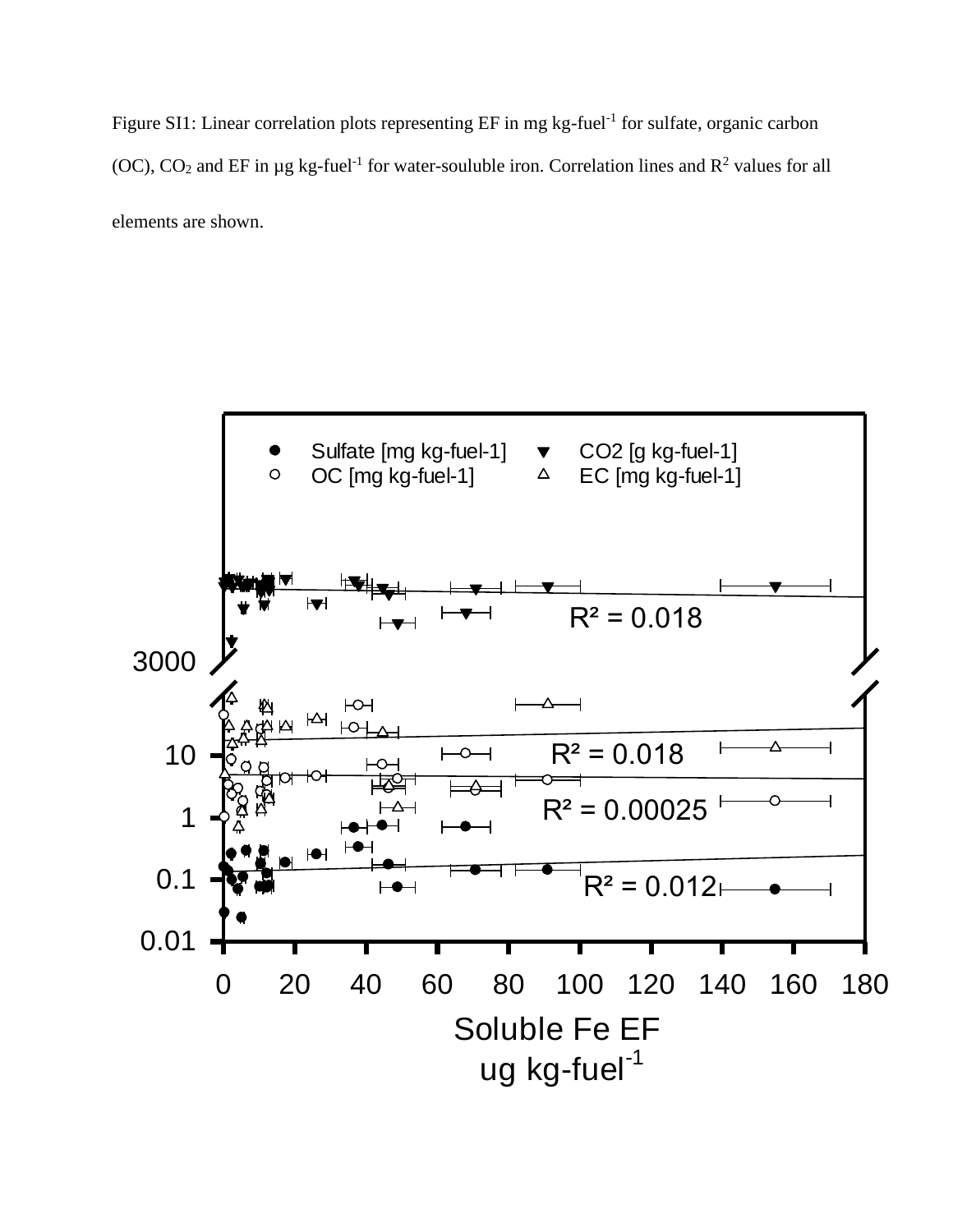Figure SI1: Linear correlation plots representing EF in mg kg-fuel$^{-1}$ for sulfate, organic carbon (OC), $CO_2$ and EF in µg kg-fuel$^{-1}$ for water-souluble iron. Correlation lines and $R^2$ values for all elements are shown.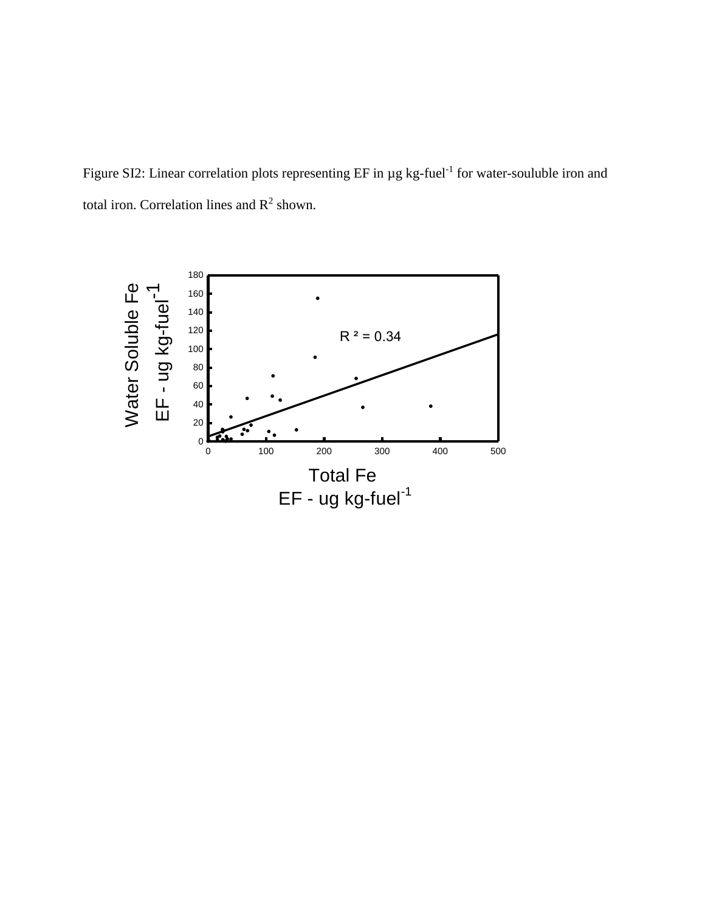Figure SI2: Linear correlation plots representing EF in µg kg-fuel$^{-1}$ for water-souluble iron and total iron. Correlation lines and $R^2$ shown.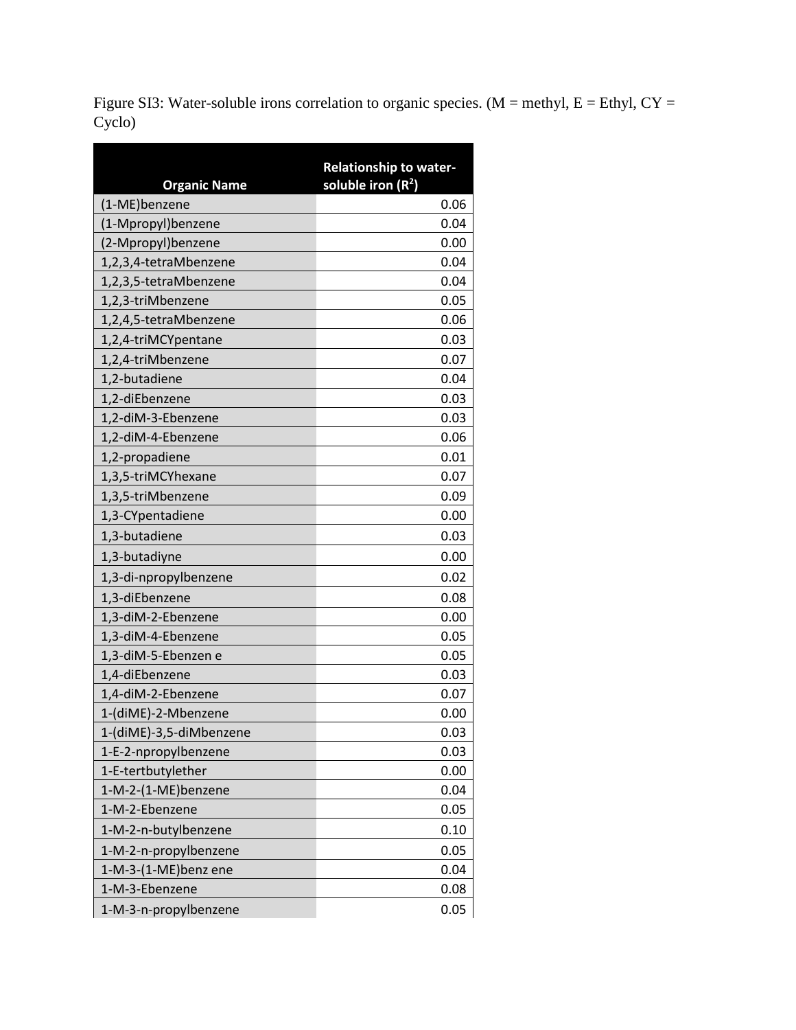Figure SI3: Water-soluble irons correlation to organic species. (M = methyl, E = Ethyl, CY = Cyclo)

| Organic Name | Relationship to water-soluble iron ($R^2$) |
| --- | --- |
| (1-ME)benzene | 0.06 |
| (1-Mpropyl)benzene | 0.04 |
| (2-Mpropyl)benzene | 0.00 |
| 1,2,3,4-tetraMbenzene | 0.04 |
| 1,2,3,5-tetraMbenzene | 0.04 |
| 1,2,3-triMbenzene | 0.05 |
| 1,2,4,5-tetraMbenzene | 0.06 |
| 1,2,4-triMCYpentane | 0.03 |
| 1,2,4-triMbenzene | 0.07 |
| 1,2-butadiene | 0.04 |
| 1,2-diEbenzene | 0.03 |
| 1,2-diM-3-Ebenzene | 0.03 |
| 1,2-diM-4-Ebenzene | 0.06 |
| 1,2-propadiene | 0.01 |
| 1,3,5-triMCYhexane | 0.07 |
| 1,3,5-triMbenzene | 0.09 |
| 1,3-CYpentadiene | 0.00 |
| 1,3-butadiene | 0.03 |
| 1,3-butadiyne | 0.00 |
| 1,3-di-npropylbenzene | 0.02 |
| 1,3-diEbenzene | 0.08 |
| 1,3-diM-2-Ebenzene | 0.00 |
| 1,3-diM-4-Ebenzene | 0.05 |
| 1,3-diM-5-Ebenzen e | 0.05 |
| 1,4-diEbenzene | 0.03 |
| 1,4-diM-2-Ebenzene | 0.07 |
| 1-(diME)-2-Mbenzene | 0.00 |
| 1-(diME)-3,5-diMbenzene | 0.03 |
| 1-E-2-npropylbenzene | 0.03 |
| 1-E-tertbutylether | 0.00 |
| 1-M-2-(1-ME)benzene | 0.04 |
| 1-M-2-Ebenzene | 0.05 |
| 1-M-2-n-butylbenzene | 0.10 |
| 1-M-2-n-propylbenzene | 0.05 |
| 1-M-3-(1-ME)benz ene | 0.04 |
| 1-M-3-Ebenzene | 0.08 |
| 1-M-3-n-propylbenzene | 0.05 |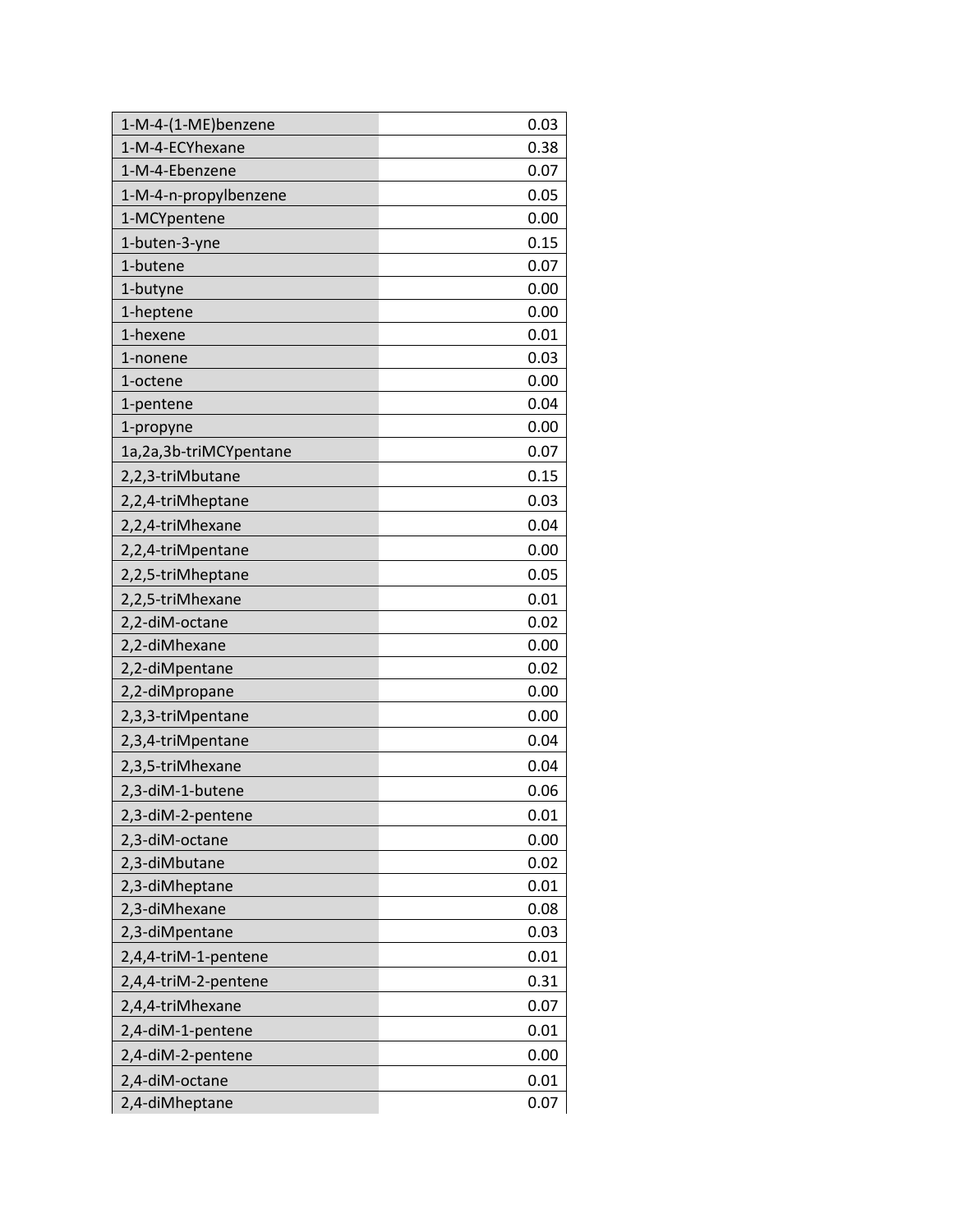| | |
|---|---|
| 1-M-4-(1-ME)benzene | 0.03 |
| 1-M-4-ECYhexane | 0.38 |
| 1-M-4-Ebenzene | 0.07 |
| 1-M-4-n-propylbenzene | 0.05 |
| 1-MCYpentene | 0.00 |
| 1-buten-3-yne | 0.15 |
| 1-butene | 0.07 |
| 1-butyne | 0.00 |
| 1-heptene | 0.00 |
| 1-hexene | 0.01 |
| 1-nonene | 0.03 |
| 1-octene | 0.00 |
| 1-pentene | 0.04 |
| 1-propyne | 0.00 |
| 1a,2a,3b-triMCYpentane | 0.07 |
| 2,2,3-triMbutane | 0.15 |
| 2,2,4-triMheptane | 0.03 |
| 2,2,4-triMhexane | 0.04 |
| 2,2,4-triMpentane | 0.00 |
| 2,2,5-triMheptane | 0.05 |
| 2,2,5-triMhexane | 0.01 |
| 2,2-diM-octane | 0.02 |
| 2,2-diMhexane | 0.00 |
| 2,2-diMpentane | 0.02 |
| 2,2-diMpropane | 0.00 |
| 2,3,3-triMpentane | 0.00 |
| 2,3,4-triMpentane | 0.04 |
| 2,3,5-triMhexane | 0.04 |
| 2,3-diM-1-butene | 0.06 |
| 2,3-diM-2-pentene | 0.01 |
| 2,3-diM-octane | 0.00 |
| 2,3-diMbutane | 0.02 |
| 2,3-diMheptane | 0.01 |
| 2,3-diMhexane | 0.08 |
| 2,3-diMpentane | 0.03 |
| 2,4,4-triM-1-pentene | 0.01 |
| 2,4,4-triM-2-pentene | 0.31 |
| 2,4,4-triMhexane | 0.07 |
| 2,4-diM-1-pentene | 0.01 |
| 2,4-diM-2-pentene | 0.00 |
| 2,4-diM-octane | 0.01 |
| 2,4-diMheptane | 0.07 |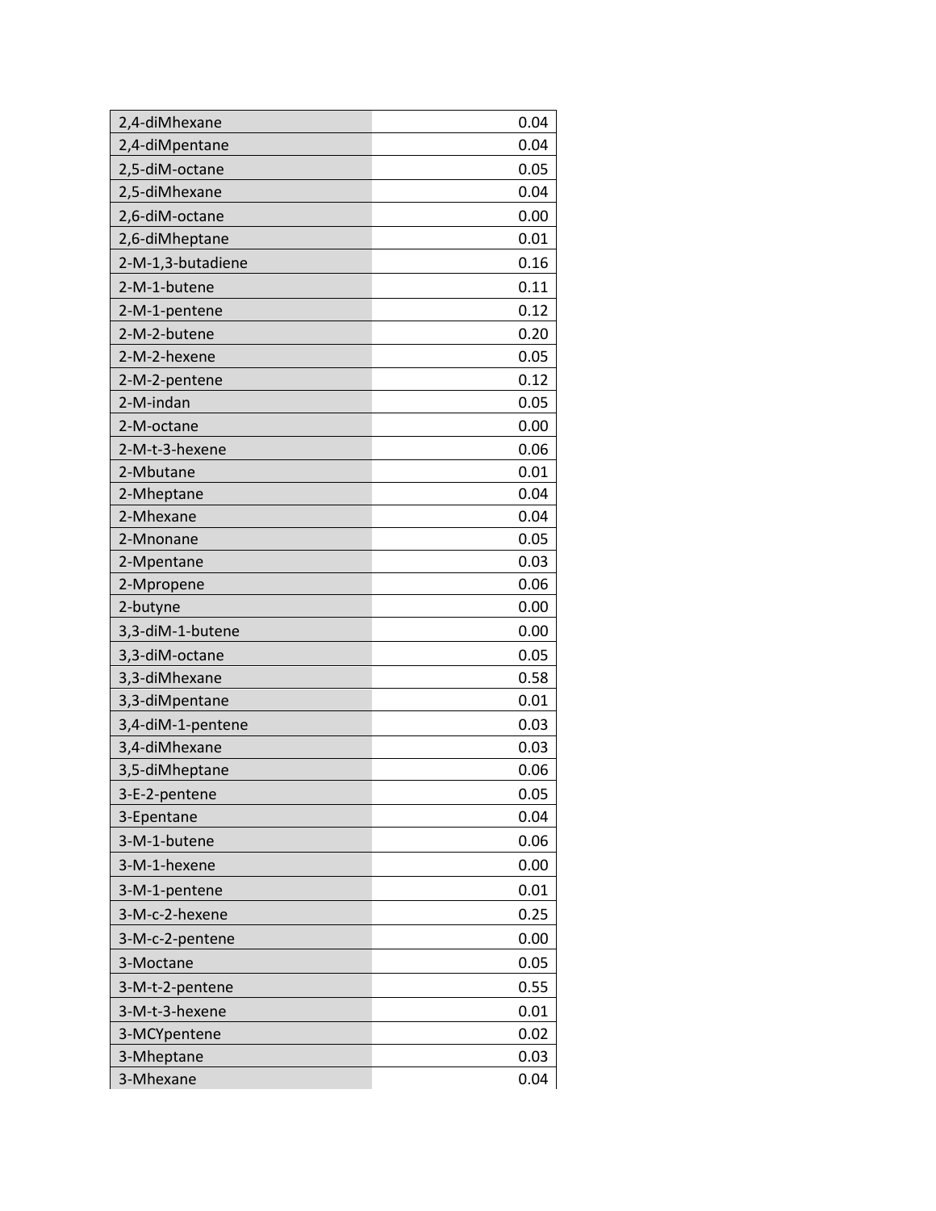| | |
|---|---|
| 2,4-diMhexane | 0.04 |
| 2,4-diMpentane | 0.04 |
| 2,5-diM-octane | 0.05 |
| 2,5-diMhexane | 0.04 |
| 2,6-diM-octane | 0.00 |
| 2,6-diMheptane | 0.01 |
| 2-M-1,3-butadiene | 0.16 |
| 2-M-1-butene | 0.11 |
| 2-M-1-pentene | 0.12 |
| 2-M-2-butene | 0.20 |
| 2-M-2-hexene | 0.05 |
| 2-M-2-pentene | 0.12 |
| 2-M-indan | 0.05 |
| 2-M-octane | 0.00 |
| 2-M-t-3-hexene | 0.06 |
| 2-Mbutane | 0.01 |
| 2-Mheptane | 0.04 |
| 2-Mhexane | 0.04 |
| 2-Mnonane | 0.05 |
| 2-Mpentane | 0.03 |
| 2-Mpropene | 0.06 |
| 2-butyne | 0.00 |
| 3,3-diM-1-butene | 0.00 |
| 3,3-diM-octane | 0.05 |
| 3,3-diMhexane | 0.58 |
| 3,3-diMpentane | 0.01 |
| 3,4-diM-1-pentene | 0.03 |
| 3,4-diMhexane | 0.03 |
| 3,5-diMheptane | 0.06 |
| 3-E-2-pentene | 0.05 |
| 3-Epentane | 0.04 |
| 3-M-1-butene | 0.06 |
| 3-M-1-hexene | 0.00 |
| 3-M-1-pentene | 0.01 |
| 3-M-c-2-hexene | 0.25 |
| 3-M-c-2-pentene | 0.00 |
| 3-Moctane | 0.05 |
| 3-M-t-2-pentene | 0.55 |
| 3-M-t-3-hexene | 0.01 |
| 3-MCYpentene | 0.02 |
| 3-Mheptane | 0.03 |
| 3-Mhexane | 0.04 |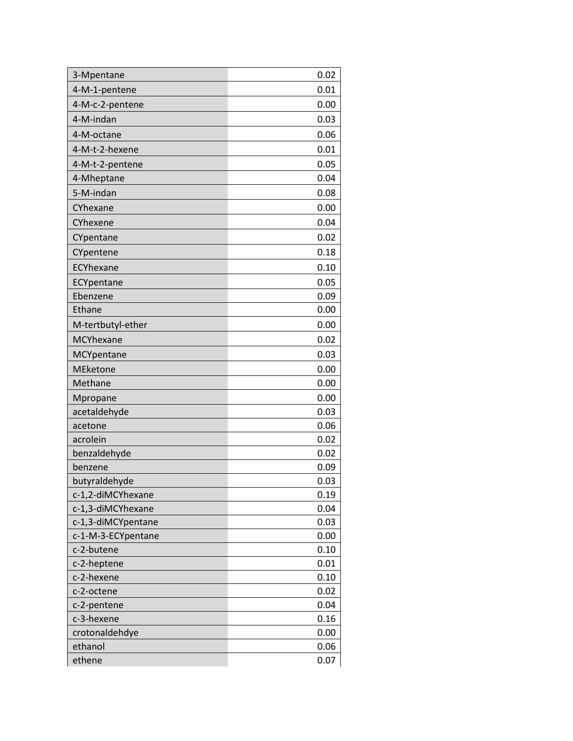| | |
|---|---|
| 3-Mpentane | 0.02 |
| 4-M-1-pentene | 0.01 |
| 4-M-c-2-pentene | 0.00 |
| 4-M-indan | 0.03 |
| 4-M-octane | 0.06 |
| 4-M-t-2-hexene | 0.01 |
| 4-M-t-2-pentene | 0.05 |
| 4-Mheptane | 0.04 |
| 5-M-indan | 0.08 |
| CYhexane | 0.00 |
| CYhexene | 0.04 |
| CYpentane | 0.02 |
| CYpentene | 0.18 |
| ECYhexane | 0.10 |
| ECYpentane | 0.05 |
| Ebenzene | 0.09 |
| Ethane | 0.00 |
| M-tertbutyl-ether | 0.00 |
| MCYhexane | 0.02 |
| MCYpentane | 0.03 |
| MEketone | 0.00 |
| Methane | 0.00 |
| Mpropane | 0.00 |
| acetaldehyde | 0.03 |
| acetone | 0.06 |
| acrolein | 0.02 |
| benzaldehyde | 0.02 |
| benzene | 0.09 |
| butyraldehyde | 0.03 |
| c-1,2-diMCYhexane | 0.19 |
| c-1,3-diMCYhexane | 0.04 |
| c-1,3-diMCYpentane | 0.03 |
| c-1-M-3-ECYpentane | 0.00 |
| c-2-butene | 0.10 |
| c-2-heptene | 0.01 |
| c-2-hexene | 0.10 |
| c-2-octene | 0.02 |
| c-2-pentene | 0.04 |
| c-3-hexene | 0.16 |
| crotonaldehdye | 0.00 |
| ethanol | 0.06 |
| ethene | 0.07 |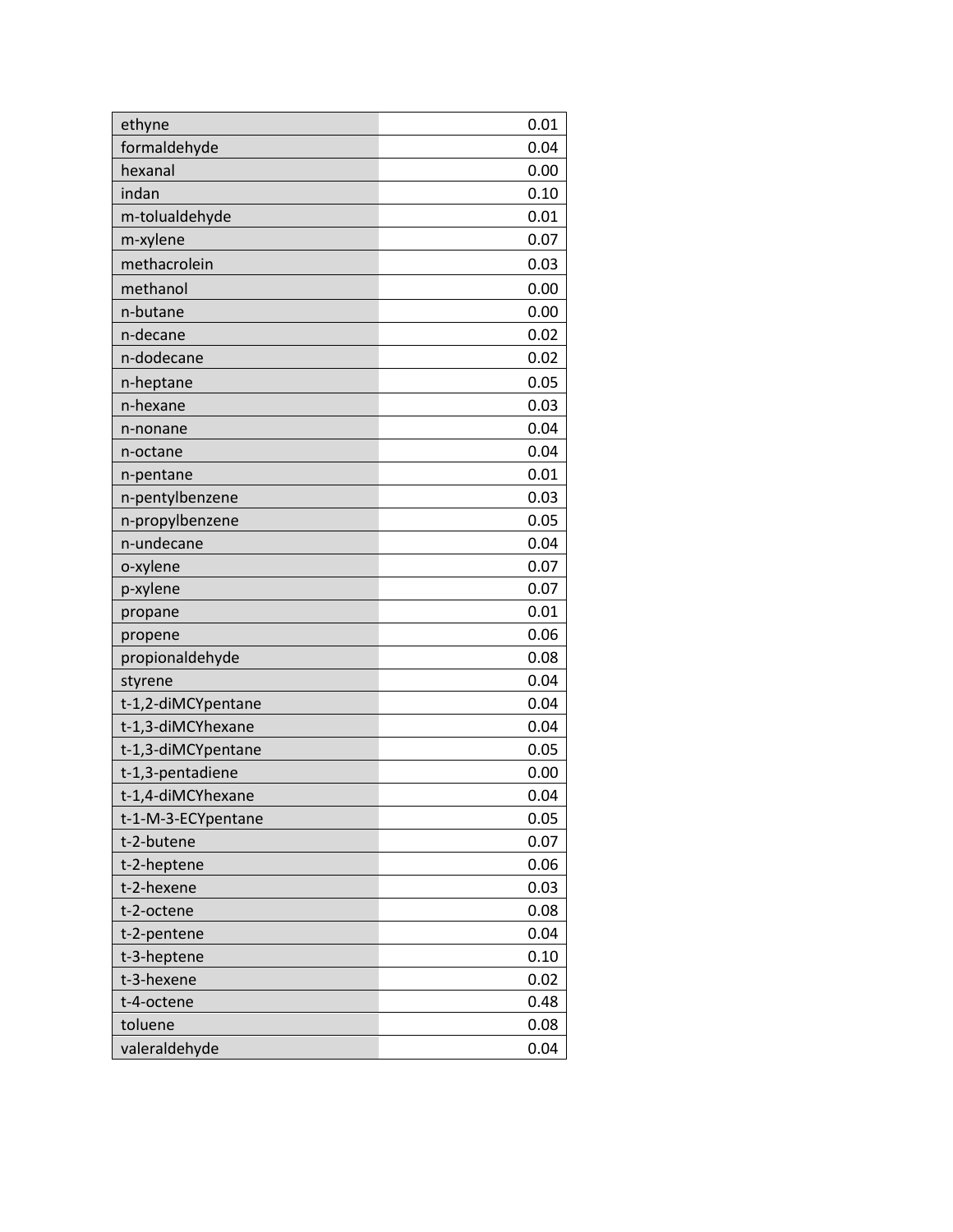| | |
|---|---|
| ethyne | 0.01 |
| formaldehyde | 0.04 |
| hexanal | 0.00 |
| indan | 0.10 |
| m-tolualdehyde | 0.01 |
| m-xylene | 0.07 |
| methacrolein | 0.03 |
| methanol | 0.00 |
| n-butane | 0.00 |
| n-decane | 0.02 |
| n-dodecane | 0.02 |
| n-heptane | 0.05 |
| n-hexane | 0.03 |
| n-nonane | 0.04 |
| n-octane | 0.04 |
| n-pentane | 0.01 |
| n-pentylbenzene | 0.03 |
| n-propylbenzene | 0.05 |
| n-undecane | 0.04 |
| o-xylene | 0.07 |
| p-xylene | 0.07 |
| propane | 0.01 |
| propene | 0.06 |
| propionaldehyde | 0.08 |
| styrene | 0.04 |
| t-1,2-diMCYpentane | 0.04 |
| t-1,3-diMCYhexane | 0.04 |
| t-1,3-diMCYpentane | 0.05 |
| t-1,3-pentadiene | 0.00 |
| t-1,4-diMCYhexane | 0.04 |
| t-1-M-3-ECYpentane | 0.05 |
| t-2-butene | 0.07 |
| t-2-heptene | 0.06 |
| t-2-hexene | 0.03 |
| t-2-octene | 0.08 |
| t-2-pentene | 0.04 |
| t-3-heptene | 0.10 |
| t-3-hexene | 0.02 |
| t-4-octene | 0.48 |
| toluene | 0.08 |
| valeraldehyde | 0.04 |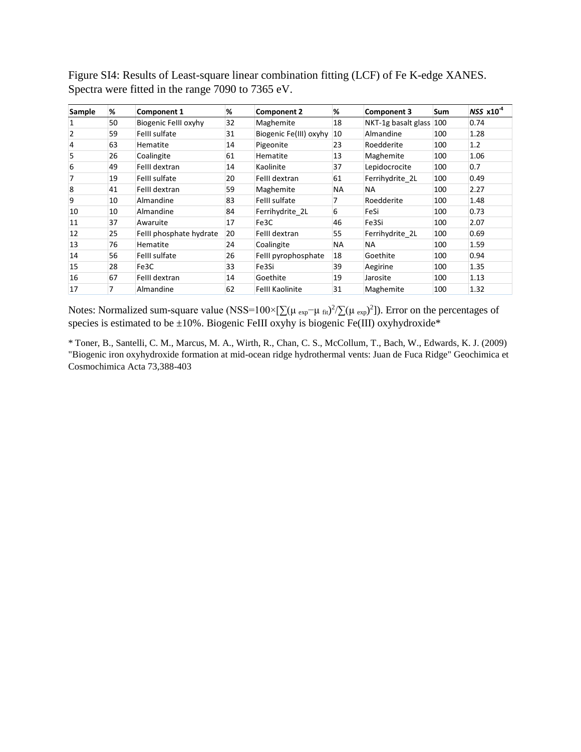Figure SI4: Results of Least-square linear combination fitting (LCF) of Fe K-edge XANES. Spectra were fitted in the range 7090 to 7365 eV.

| Sample | % | Component 1 | % | Component 2 | % | Component 3 | Sum | *NSS* x10$^{-4}$ |
|---|---|---|---|---|---|---|---|---|
| 1 | 50 | Biogenic FeIII oxyhy | 32 | Maghemite | 18 | NKT-1g basalt glass | 100 | 0.74 |
| 2 | 59 | FeII sulfate | 31 | Biogenic Fe(III) oxyhy | 10 | Almandine | 100 | 1.28 |
| 4 | 63 | Hematite | 14 | Pigeonite | 23 | Roedderite | 100 | 1.2 |
| 5 | 26 | Coalingite | 61 | Hematite | 13 | Maghemite | 100 | 1.06 |
| 6 | 49 | FeIII dextran | 14 | Kaolinite | 37 | Lepidocrocite | 100 | 0.7 |
| 7 | 19 | FeIII sulfate | 20 | FeIII dextran | 61 | Ferrihydrite_2L | 100 | 0.49 |
| 8 | 41 | FeIII dextran | 59 | Maghemite | NA | NA | 100 | 2.27 |
| 9 | 10 | Almandine | 83 | FeIII sulfate | 7 | Roedderite | 100 | 1.48 |
| 10 | 10 | Almandine | 84 | Ferrihydrite_2L | 6 | FeSi | 100 | 0.73 |
| 11 | 37 | Awaruite | 17 | Fe3C | 46 | Fe3Si | 100 | 2.07 |
| 12 | 25 | FeIII phosphate hydrate | 20 | FeIII dextran | 55 | Ferrihydrite_2L | 100 | 0.69 |
| 13 | 76 | Hematite | 24 | Coalingite | NA | NA | 100 | 1.59 |
| 14 | 56 | FeIII sulfate | 26 | FeIII pyrophosphate | 18 | Goethite | 100 | 0.94 |
| 15 | 28 | Fe3C | 33 | Fe3Si | 39 | Aegirine | 100 | 1.35 |
| 16 | 67 | FeIII dextran | 14 | Goethite | 19 | Jarosite | 100 | 1.13 |
| 17 | 7 | Almandine | 62 | FeIII Kaolinite | 31 | Maghemite | 100 | 1.32 |

Notes: Normalized sum-square value ($NSS=100\times[\sum(\mu_{exp}-\mu_{fit})^2/\sum(\mu_{exp})^2]$). Error on the percentages of species is estimated to be ±10%. Biogenic FeIII oxyhy is biogenic Fe(III) oxyhydroxide*

* Toner, B., Santelli, C. M., Marcus, M. A., Wirth, R., Chan, C. S., McCollum, T., Bach, W., Edwards, K. J. (2009) "Biogenic iron oxyhydroxide formation at mid-ocean ridge hydrothermal vents: Juan de Fuca Ridge" Geochimica et Cosmochimica Acta 73,388-403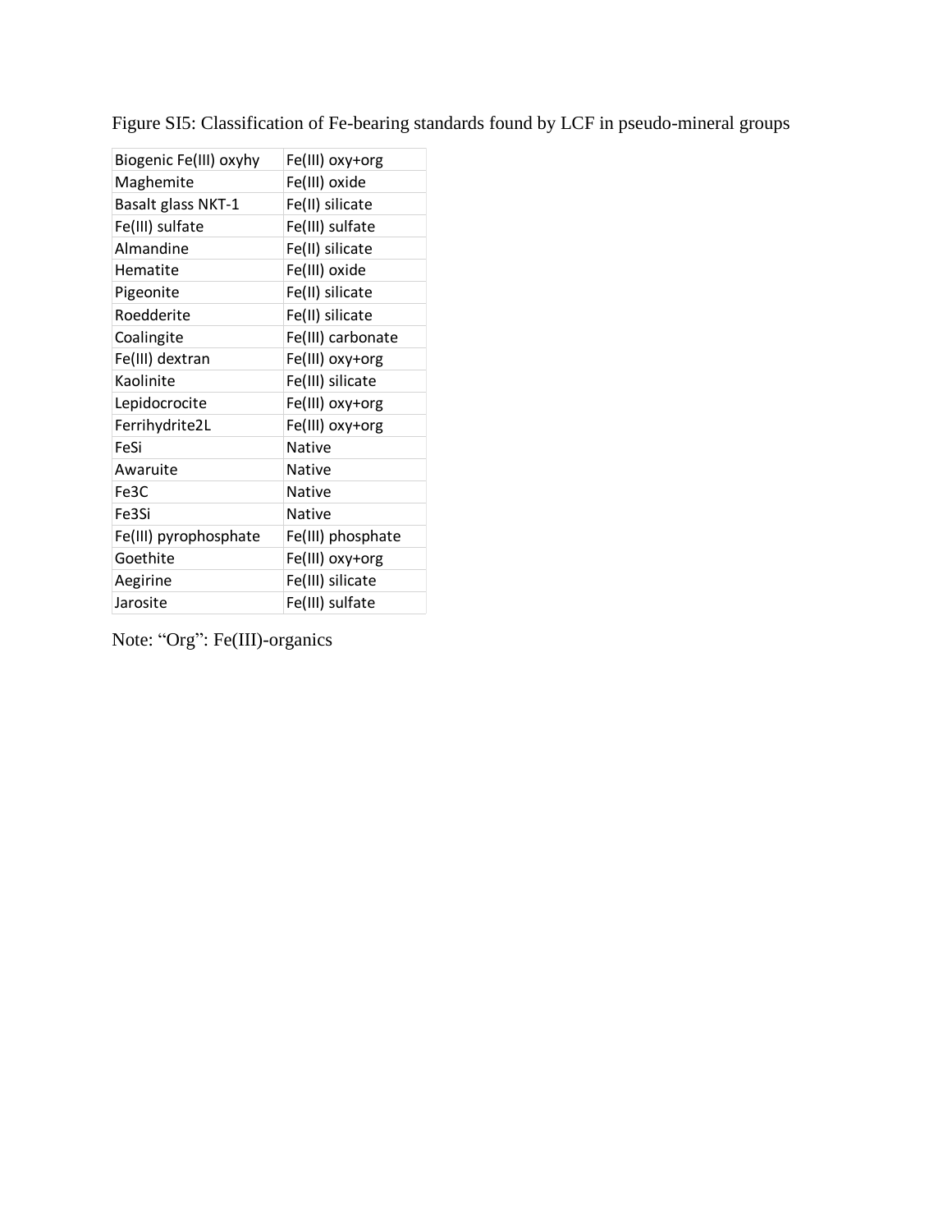Figure SI5: Classification of Fe-bearing standards found by LCF in pseudo-mineral groups

| Biogenic Fe(III) oxyhy | Fe(III) oxy+org |
|---|---|
| Maghemite | Fe(III) oxide |
| Basalt glass NKT-1 | Fe(II) silicate |
| Fe(III) sulfate | Fe(III) sulfate |
| Almandine | Fe(II) silicate |
| Hematite | Fe(III) oxide |
| Pigeonite | Fe(II) silicate |
| Roedderite | Fe(II) silicate |
| Coalingite | Fe(III) carbonate |
| Fe(III) dextran | Fe(III) oxy+org |
| Kaolinite | Fe(III) silicate |
| Lepidocrocite | Fe(III) oxy+org |
| Ferrihydrite2L | Fe(III) oxy+org |
| FeSi | Native |
| Awaruite | Native |
| $Fe_3C$ | Native |
| $Fe_3Si$ | Native |
| Fe(III) pyrophosphate | Fe(III) phosphate |
| Goethite | Fe(III) oxy+org |
| Aegirine | Fe(III) silicate |
| Jarosite | Fe(III) sulfate |

Note: "Org": Fe(III)-organics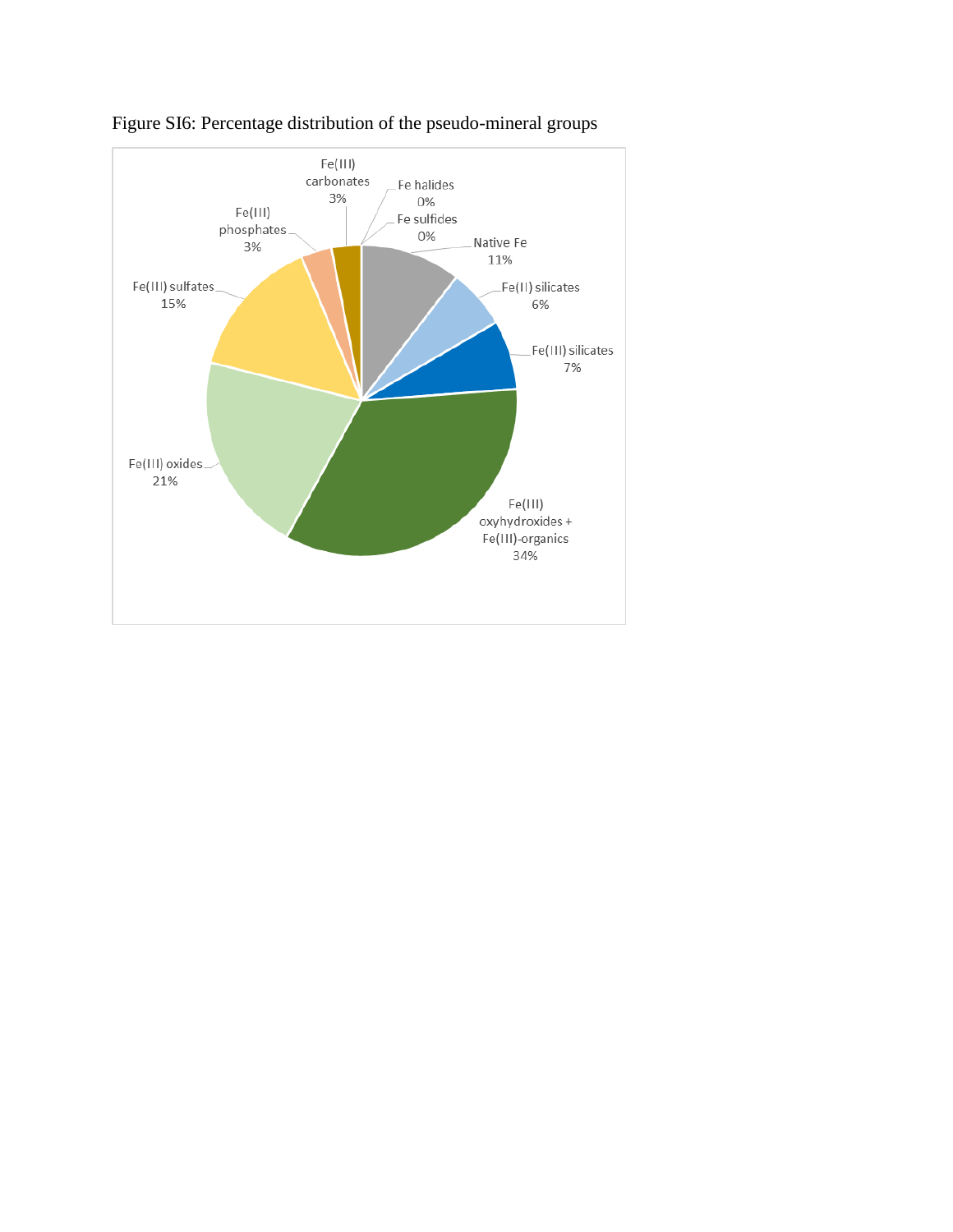Figure SI6: Percentage distribution of the pseudo-mineral groups

| Pseudo-mineral group | Percentage |
|---|---|
| Native Fe | 11% |
| Fe(II) silicates | 6% |
| Fe(III) silicates | 7% |
| Fe(III) oxyhydroxides + Fe(III)-organics | 34% |
| Fe(III) oxides | 21% |
| Fe(III) sulfates | 15% |
| Fe(III) phosphates | 3% |
| Fe(III) carbonates | 3% |
| Fe halides | 0% |
| Fe sulfides | 0% |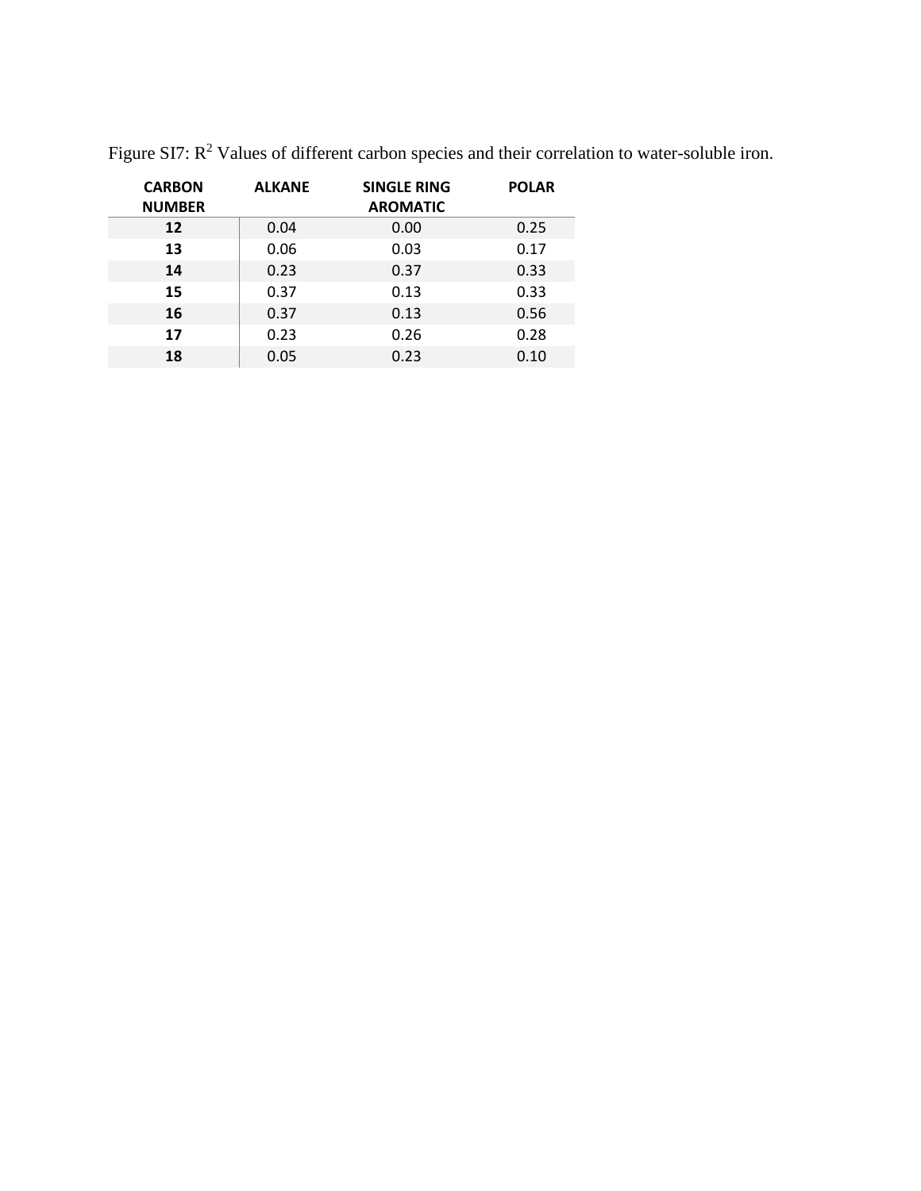Figure SI7: $R^2$ Values of different carbon species and their correlation to water-soluble iron.

| CARBON NUMBER | ALKANE | SINGLE RING AROMATIC | POLAR |
|---|---|---|---|
| **12** | 0.04 | 0.00 | 0.25 |
| **13** | 0.06 | 0.03 | 0.17 |
| **14** | 0.23 | 0.37 | 0.33 |
| **15** | 0.37 | 0.13 | 0.33 |
| **16** | 0.37 | 0.13 | 0.56 |
| **17** | 0.23 | 0.26 | 0.28 |
| **18** | 0.05 | 0.23 | 0.10 |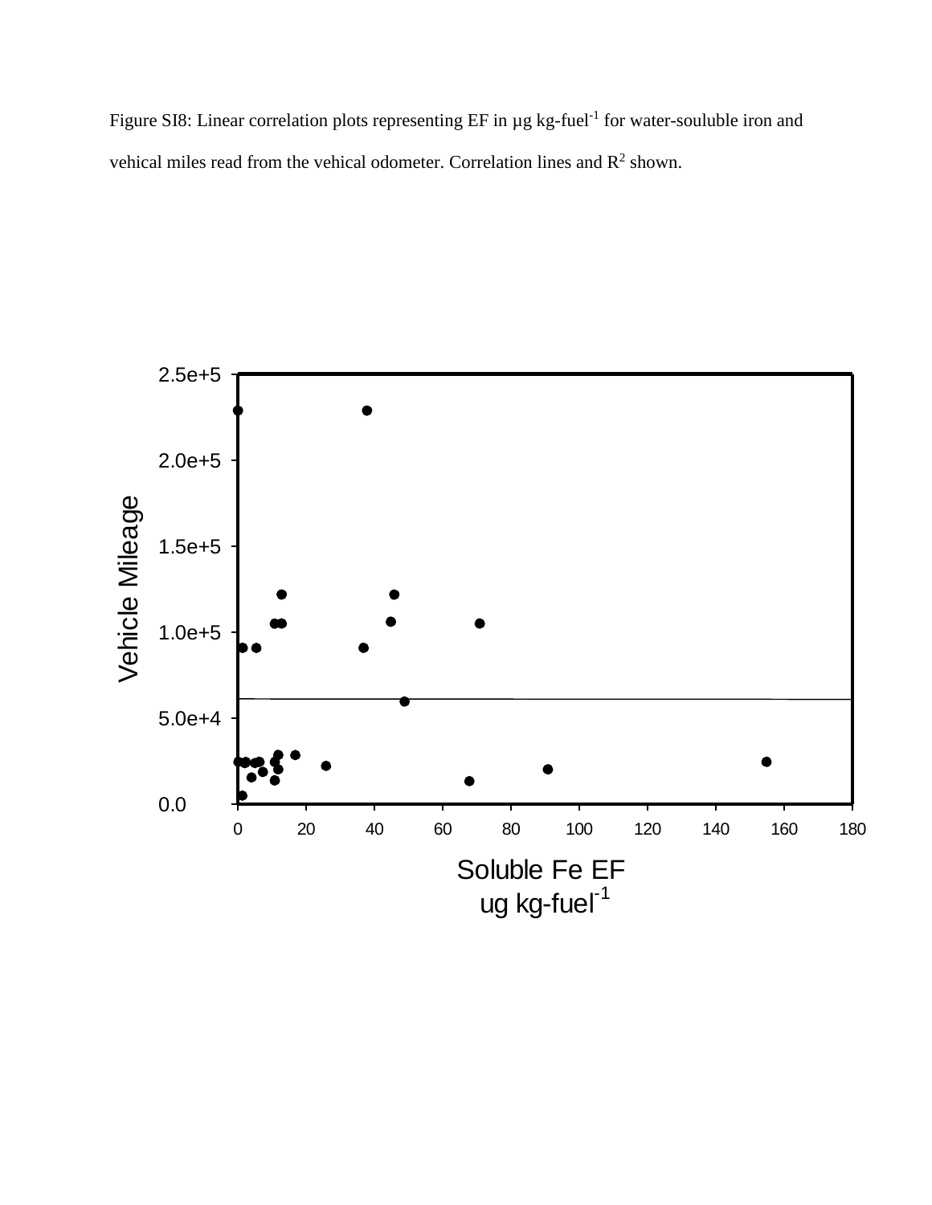Figure SI8: Linear correlation plots representing EF in µg kg-fuel$^{-1}$ for water-souluble iron and vehical miles read from the vehical odometer. Correlation lines and $R^2$ shown.

Vehicle Mileage

2.5e+5

2.0e+5

1.5e+5

1.0e+5

5.0e+4

0.0

0 20 40 60 80 100 120 140 160 180

Soluble Fe EF

ug kg-fuel$^{-1}$